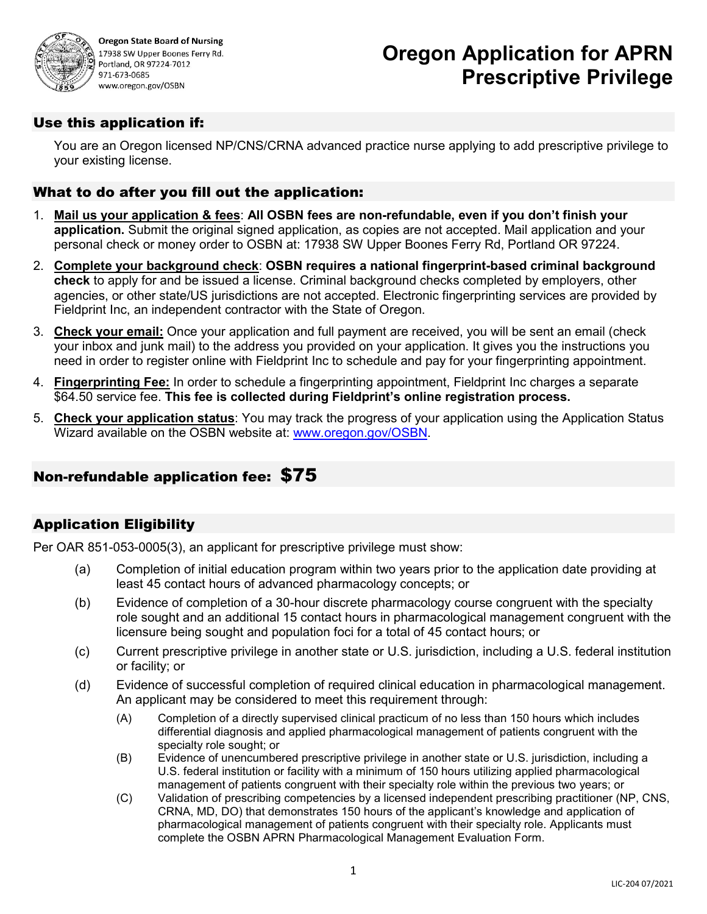**Oregon State Board of Nursing**
17938 SW Upper Boones Ferry Rd.
Portland, OR 97224-7012
971-673-0685
www.oregon.gov/OSBN

# Oregon Application for APRN Prescriptive Privilege

## Use this application if:

You are an Oregon licensed NP/CNS/CRNA advanced practice nurse applying to add prescriptive privilege to your existing license.

## What to do after you fill out the application:

1. **Mail us your application & fees**: **All OSBN fees are non-refundable, even if you don't finish your application.** Submit the original signed application, as copies are not accepted. Mail application and your personal check or money order to OSBN at: 17938 SW Upper Boones Ferry Rd, Portland OR 97224.
2. **Complete your background check**: **OSBN requires a national fingerprint-based criminal background check** to apply for and be issued a license. Criminal background checks completed by employers, other agencies, or other state/US jurisdictions are not accepted. Electronic fingerprinting services are provided by Fieldprint Inc, an independent contractor with the State of Oregon.
3. **Check your email:** Once your application and full payment are received, you will be sent an email (check your inbox and junk mail) to the address you provided on your application. It gives you the instructions you need in order to register online with Fieldprint Inc to schedule and pay for your fingerprinting appointment.
4. **Fingerprinting Fee:** In order to schedule a fingerprinting appointment, Fieldprint Inc charges a separate $64.50 service fee. **This fee is collected during Fieldprint's online registration process.**
5. **Check your application status**: You may track the progress of your application using the Application Status Wizard available on the OSBN website at: www.oregon.gov/OSBN.

## Non-refundable application fee: $75

## Application Eligibility

Per OAR 851-053-0005(3), an applicant for prescriptive privilege must show:

(a) Completion of initial education program within two years prior to the application date providing at least 45 contact hours of advanced pharmacology concepts; or

(b) Evidence of completion of a 30-hour discrete pharmacology course congruent with the specialty role sought and an additional 15 contact hours in pharmacological management congruent with the licensure being sought and population foci for a total of 45 contact hours; or

(c) Current prescriptive privilege in another state or U.S. jurisdiction, including a U.S. federal institution or facility; or

(d) Evidence of successful completion of required clinical education in pharmacological management. An applicant may be considered to meet this requirement through:

- (A) Completion of a directly supervised clinical practicum of no less than 150 hours which includes differential diagnosis and applied pharmacological management of patients congruent with the specialty role sought; or
- (B) Evidence of unencumbered prescriptive privilege in another state or U.S. jurisdiction, including a U.S. federal institution or facility with a minimum of 150 hours utilizing applied pharmacological management of patients congruent with their specialty role within the previous two years; or
- (C) Validation of prescribing competencies by a licensed independent prescribing practitioner (NP, CNS, CRNA, MD, DO) that demonstrates 150 hours of the applicant's knowledge and application of pharmacological management of patients congruent with their specialty role. Applicants must complete the OSBN APRN Pharmacological Management Evaluation Form.

LIC-204 07/2021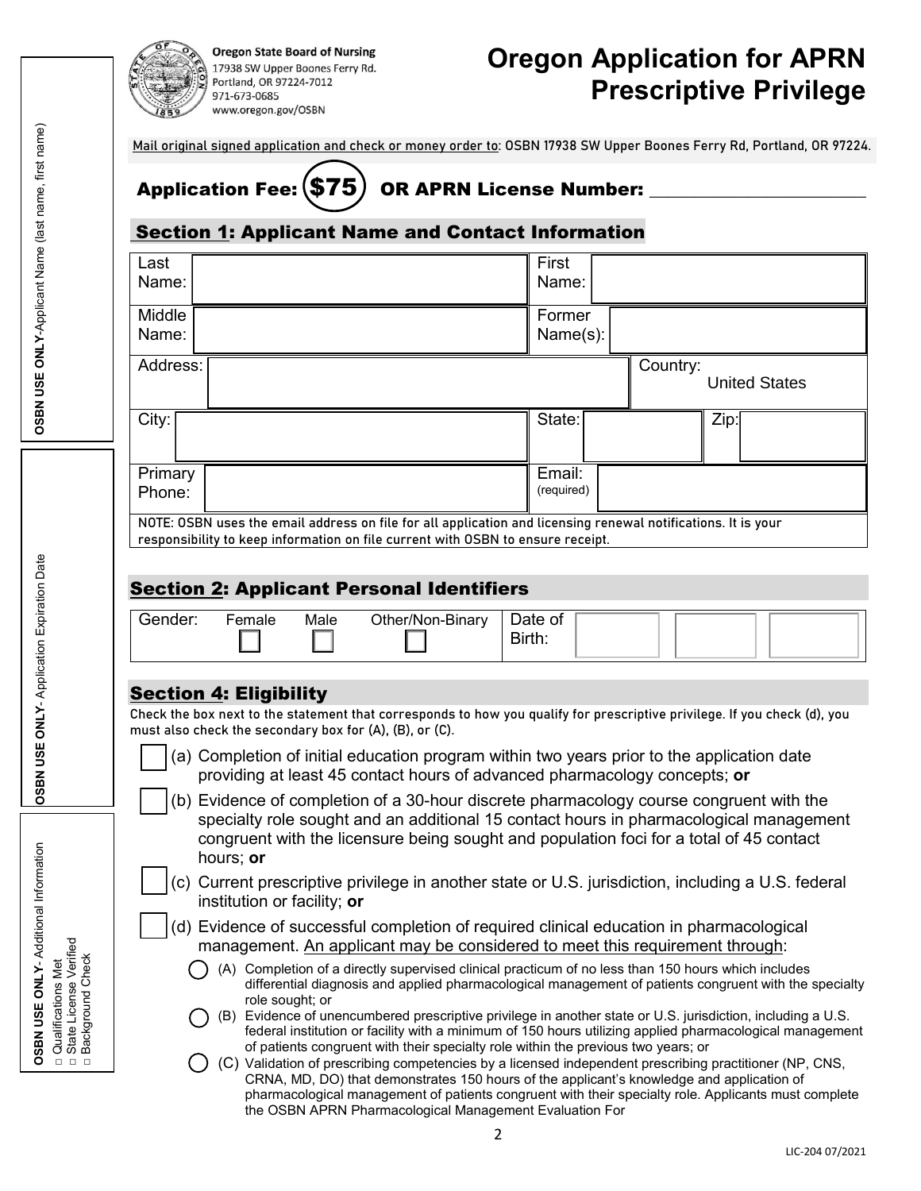**Oregon State Board of Nursing**
17938 SW Upper Boones Ferry Rd.
Portland, OR 97224-7012
971-673-0685
www.oregon.gov/OSBN

# Oregon Application for APRN Prescriptive Privilege

Mail original signed application and check or money order to: OSBN 17938 SW Upper Boones Ferry Rd, Portland, OR 97224.

**Application Fee: $75 OR APRN License Number:** ______________________

## Section 1: Applicant Name and Contact Information

| | | | |
|---|---|---|---|
| Last Name: | | First Name: | |
| Middle Name: | | Former Name(s): | |
| Address: | | Country: | United States |
| City: | | State: | Zip: |
| Primary Phone: | | Email: (required) | |

NOTE: OSBN uses the email address on file for all application and licensing renewal notifications. It is your responsibility to keep information on file current with OSBN to ensure receipt.

## Section 2: Applicant Personal Identifiers

| Gender: | Female ☐ | Male ☐ | Other/Non-Binary ☐ | Date of Birth: | | | |
|---|---|---|---|---|---|---|---|

## Section 4: Eligibility

Check the box next to the statement that corresponds to how you qualify for prescriptive privilege. If you check (d), you must also check the secondary box for (A), (B), or (C).

☐ (a) Completion of initial education program within two years prior to the application date providing at least 45 contact hours of advanced pharmacology concepts; **or**

☐ (b) Evidence of completion of a 30-hour discrete pharmacology course congruent with the specialty role sought and an additional 15 contact hours in pharmacological management congruent with the licensure being sought and population foci for a total of 45 contact hours; **or**

☐ (c) Current prescriptive privilege in another state or U.S. jurisdiction, including a U.S. federal institution or facility; **or**

☐ (d) Evidence of successful completion of required clinical education in pharmacological management. An applicant may be considered to meet this requirement through:

- ◯ (A) Completion of a directly supervised clinical practicum of no less than 150 hours which includes differential diagnosis and applied pharmacological management of patients congruent with the specialty role sought; or
- ◯ (B) Evidence of unencumbered prescriptive privilege in another state or U.S. jurisdiction, including a U.S. federal institution or facility with a minimum of 150 hours utilizing applied pharmacological management of patients congruent with their specialty role within the previous two years; or
- ◯ (C) Validation of prescribing competencies by a licensed independent prescribing practitioner (NP, CNS, CRNA, MD, DO) that demonstrates 150 hours of the applicant's knowledge and application of pharmacological management of patients congruent with their specialty role. Applicants must complete the OSBN APRN Pharmacological Management Evaluation For

**OSBN USE ONLY**-Applicant Name (last name, first name)

**OSBN USE ONLY**- Application Expiration Date

**OSBN USE ONLY**- Additional Information
- ☐ Qualifications Met
- ☐ State License Verified
- ☐ Background Check

LIC-204 07/2021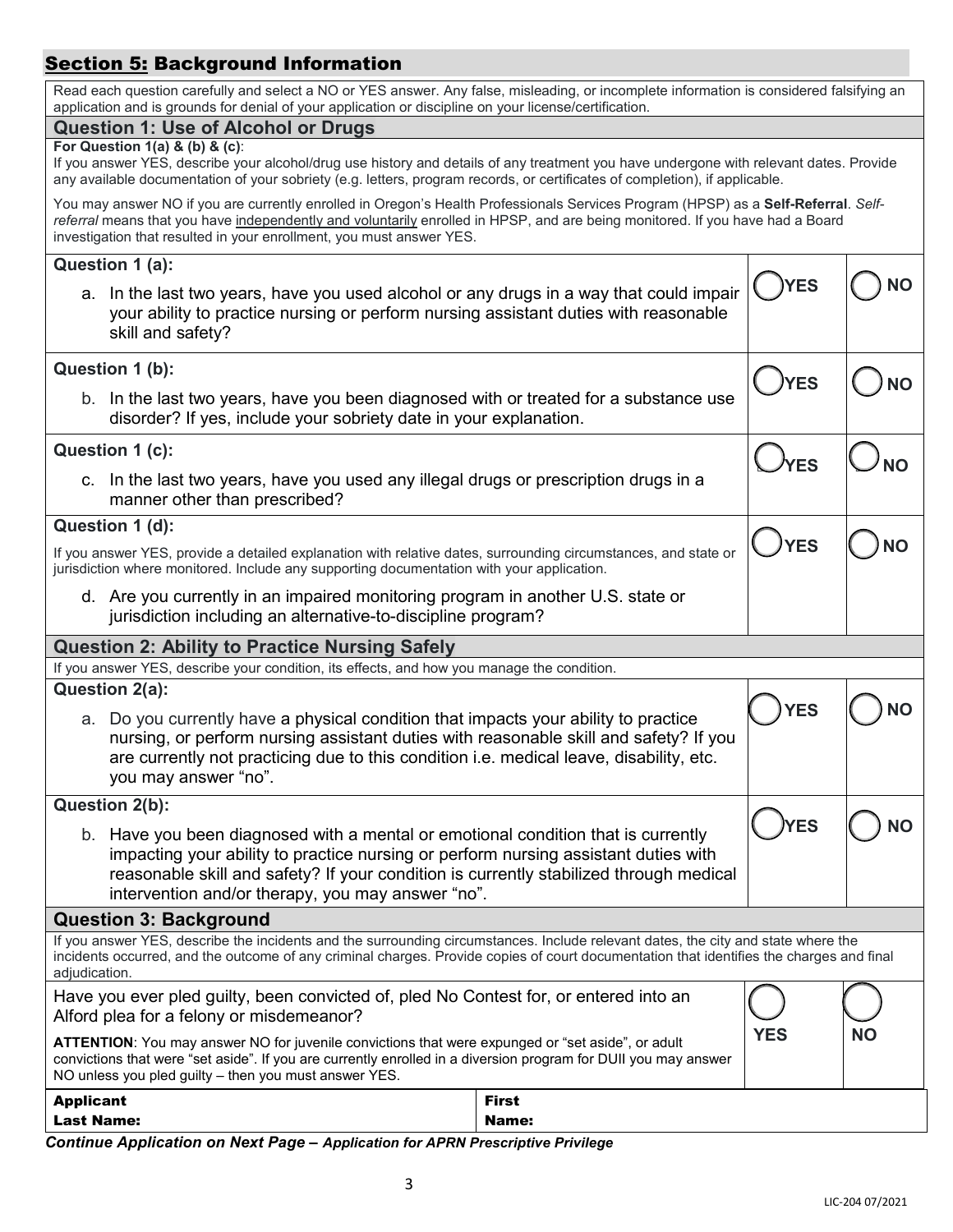## Section 5: Background Information

Read each question carefully and select a NO or YES answer. Any false, misleading, or incomplete information is considered falsifying an application and is grounds for denial of your application or discipline on your license/certification.

### Question 1: Use of Alcohol or Drugs

**For Question 1(a) & (b) & (c)**:
If you answer YES, describe your alcohol/drug use history and details of any treatment you have undergone with relevant dates. Provide any available documentation of your sobriety (e.g. letters, program records, or certificates of completion), if applicable.

You may answer NO if you are currently enrolled in Oregon's Health Professionals Services Program (HPSP) as a **Self-Referral**. *Self-referral* means that you have independently and voluntarily enrolled in HPSP, and are being monitored. If you have had a Board investigation that resulted in your enrollment, you must answer YES.

**Question 1 (a):**

a. In the last two years, have you used alcohol or any drugs in a way that could impair your ability to practice nursing or perform nursing assistant duties with reasonable skill and safety? ◯ **YES** ◯ **NO**

**Question 1 (b):**

b. In the last two years, have you been diagnosed with or treated for a substance use disorder? If yes, include your sobriety date in your explanation. ◯ **YES** ◯ **NO**

**Question 1 (c):**

c. In the last two years, have you used any illegal drugs or prescription drugs in a manner other than prescribed? ◯ **YES** ◯ **NO**

**Question 1 (d):**

If you answer YES, provide a detailed explanation with relative dates, surrounding circumstances, and state or jurisdiction where monitored. Include any supporting documentation with your application.

d. Are you currently in an impaired monitoring program in another U.S. state or jurisdiction including an alternative-to-discipline program? ◯ **YES** ◯ **NO**

### Question 2: Ability to Practice Nursing Safely

If you answer YES, describe your condition, its effects, and how you manage the condition.

**Question 2(a):**

a. Do you currently have a physical condition that impacts your ability to practice nursing, or perform nursing assistant duties with reasonable skill and safety? If you are currently not practicing due to this condition i.e. medical leave, disability, etc. you may answer "no". ◯ **YES** ◯ **NO**

**Question 2(b):**

b. Have you been diagnosed with a mental or emotional condition that is currently impacting your ability to practice nursing or perform nursing assistant duties with reasonable skill and safety? If your condition is currently stabilized through medical intervention and/or therapy, you may answer "no". ◯ **YES** ◯ **NO**

### Question 3: Background

If you answer YES, describe the incidents and the surrounding circumstances. Include relevant dates, the city and state where the incidents occurred, and the outcome of any criminal charges. Provide copies of court documentation that identifies the charges and final adjudication.

Have you ever pled guilty, been convicted of, pled No Contest for, or entered into an Alford plea for a felony or misdemeanor? ◯ **YES** ◯ **NO**

**ATTENTION**: You may answer NO for juvenile convictions that were expunged or "set aside", or adult convictions that were "set aside". If you are currently enrolled in a diversion program for DUII you may answer NO unless you pled guilty – then you must answer YES.

| **Applicant Last Name:** | **First Name:** |
|---|---|

***Continue Application on Next Page – Application for APRN Prescriptive Privilege***

LIC-204 07/2021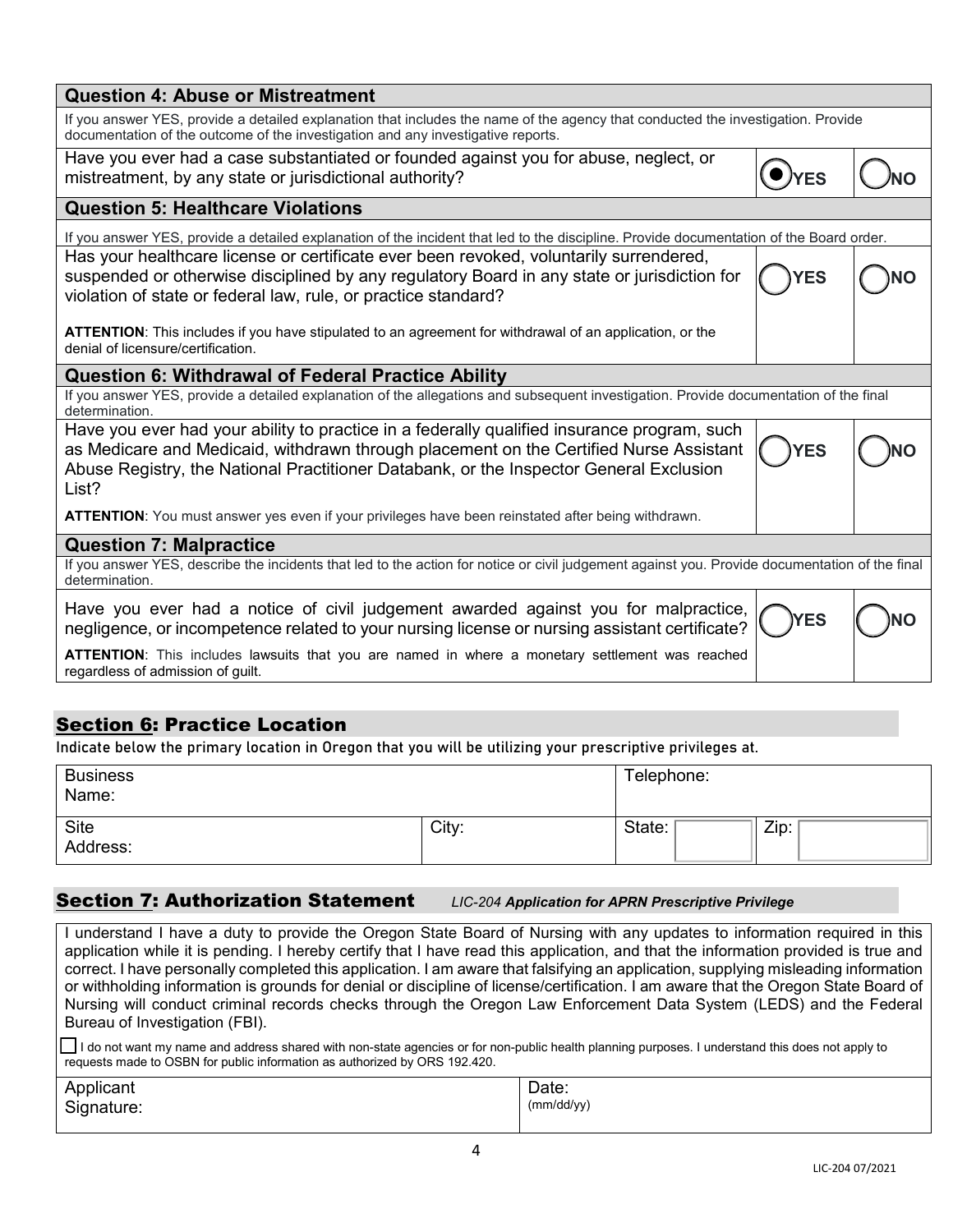| **Question 4: Abuse or Mistreatment** | | |
|---|---|---|
| If you answer YES, provide a detailed explanation that includes the name of the agency that conducted the investigation. Provide documentation of the outcome of the investigation and any investigative reports. | | |
| Have you ever had a case substantiated or founded against you for abuse, neglect, or mistreatment, by any state or jurisdictional authority? | ● YES | ○ NO |

| **Question 5: Healthcare Violations** | | |
|---|---|---|
| If you answer YES, provide a detailed explanation of the incident that led to the discipline. Provide documentation of the Board order. | | |
| Has your healthcare license or certificate ever been revoked, voluntarily surrendered, suspended or otherwise disciplined by any regulatory Board in any state or jurisdiction for violation of state or federal law, rule, or practice standard?<br><br>**ATTENTION**: This includes if you have stipulated to an agreement for withdrawal of an application, or the denial of licensure/certification. | ○ YES | ○ NO |

| **Question 6: Withdrawal of Federal Practice Ability** | | |
|---|---|---|
| If you answer YES, provide a detailed explanation of the allegations and subsequent investigation. Provide documentation of the final determination. | | |
| Have you ever had your ability to practice in a federally qualified insurance program, such as Medicare and Medicaid, withdrawn through placement on the Certified Nurse Assistant Abuse Registry, the National Practitioner Databank, or the Inspector General Exclusion List?<br><br>**ATTENTION**: You must answer yes even if your privileges have been reinstated after being withdrawn. | ○ YES | ○ NO |

| **Question 7: Malpractice** | | |
|---|---|---|
| If you answer YES, describe the incidents that led to the action for notice or civil judgement against you. Provide documentation of the final determination. | | |
| Have you ever had a notice of civil judgement awarded against you for malpractice, negligence, or incompetence related to your nursing license or nursing assistant certificate?<br><br>**ATTENTION**: This includes lawsuits that you are named in where a monetary settlement was reached regardless of admission of guilt. | ○ YES | ○ NO |

## Section 6: Practice Location

Indicate below the primary location in Oregon that you will be utilizing your prescriptive privileges at.

| | | | |
|---|---|---|---|
| Business Name: | | Telephone: | |
| Site Address: | City: | State: | Zip: |

## Section 7: Authorization Statement *LIC-204* ***Application for APRN Prescriptive Privilege***

I understand I have a duty to provide the Oregon State Board of Nursing with any updates to information required in this application while it is pending. I hereby certify that I have read this application, and that the information provided is true and correct. I have personally completed this application. I am aware that falsifying an application, supplying misleading information or withholding information is grounds for denial or discipline of license/certification. I am aware that the Oregon State Board of Nursing will conduct criminal records checks through the Oregon Law Enforcement Data System (LEDS) and the Federal Bureau of Investigation (FBI).

☐ I do not want my name and address shared with non-state agencies or for non-public health planning purposes. I understand this does not apply to requests made to OSBN for public information as authorized by ORS 192.420.

| | |
|---|---|
| Applicant Signature: | Date: (mm/dd/yy) |

LIC-204 07/2021